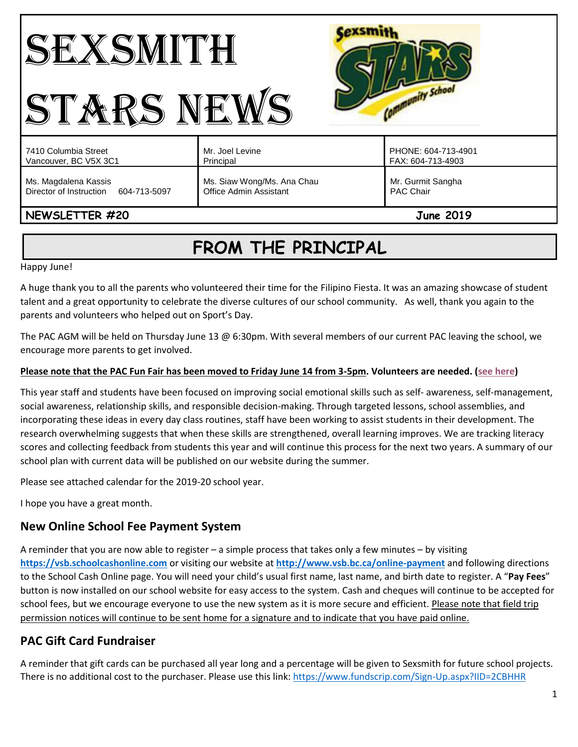# SEXSMITH STARS NEWS

| | | |
|---|---|---|
| 7410 Columbia Street<br>Vancouver, BC V5X 3C1 | Mr. Joel Levine<br>Principal | PHONE: 604-713-4901<br>FAX: 604-713-4903 |
| Ms. Magdalena Kassis<br>Director of Instruction 604-713-5097 | Ms. Siaw Wong/Ms. Ana Chau<br>Office Admin Assistant | Mr. Gurmit Sangha<br>PAC Chair |

**NEWSLETTER #20** **June 2019**

## FROM THE PRINCIPAL

Happy June!

A huge thank you to all the parents who volunteered their time for the Filipino Fiesta. It was an amazing showcase of student talent and a great opportunity to celebrate the diverse cultures of our school community. As well, thank you again to the parents and volunteers who helped out on Sport's Day.

The PAC AGM will be held on Thursday June 13 @ 6:30pm. With several members of our current PAC leaving the school, we encourage more parents to get involved.

**Please note that the PAC Fun Fair has been moved to Friday June 14 from 3-5pm. Volunteers are needed. (see here)**

This year staff and students have been focused on improving social emotional skills such as self- awareness, self-management, social awareness, relationship skills, and responsible decision-making. Through targeted lessons, school assemblies, and incorporating these ideas in every day class routines, staff have been working to assist students in their development. The research overwhelming suggests that when these skills are strengthened, overall learning improves. We are tracking literacy scores and collecting feedback from students this year and will continue this process for the next two years. A summary of our school plan with current data will be published on our website during the summer.

Please see attached calendar for the 2019-20 school year.

I hope you have a great month.

### New Online School Fee Payment System

A reminder that you are now able to register – a simple process that takes only a few minutes – by visiting **https://vsb.schoolcashonline.com** or visiting our website at **http://www.vsb.bc.ca/online-payment** and following directions to the School Cash Online page. You will need your child's usual first name, last name, and birth date to register. A "**Pay Fees**" button is now installed on our school website for easy access to the system. Cash and cheques will continue to be accepted for school fees, but we encourage everyone to use the new system as it is more secure and efficient. Please note that field trip permission notices will continue to be sent home for a signature and to indicate that you have paid online.

### PAC Gift Card Fundraiser

A reminder that gift cards can be purchased all year long and a percentage will be given to Sexsmith for future school projects. There is no additional cost to the purchaser. Please use this link: https://www.fundscrip.com/Sign-Up.aspx?IID=2CBHHR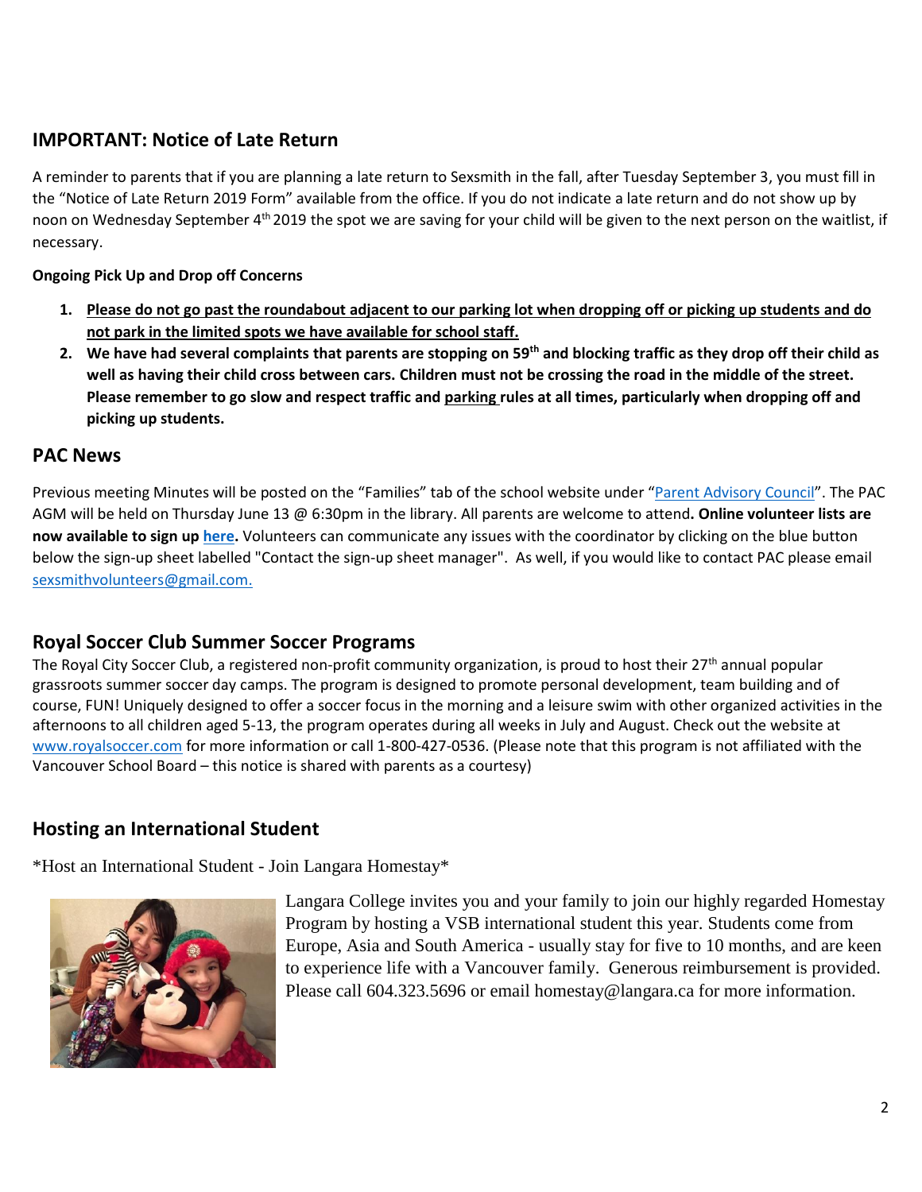## IMPORTANT: Notice of Late Return

A reminder to parents that if you are planning a late return to Sexsmith in the fall, after Tuesday September 3, you must fill in the "Notice of Late Return 2019 Form" available from the office. If you do not indicate a late return and do not show up by noon on Wednesday September 4th 2019 the spot we are saving for your child will be given to the next person on the waitlist, if necessary.

**Ongoing Pick Up and Drop off Concerns**

1. **Please do not go past the roundabout adjacent to our parking lot when dropping off or picking up students and do not park in the limited spots we have available for school staff.**
2. **We have had several complaints that parents are stopping on 59th and blocking traffic as they drop off their child as well as having their child cross between cars. Children must not be crossing the road in the middle of the street. Please remember to go slow and respect traffic and parking rules at all times, particularly when dropping off and picking up students.**

## PAC News

Previous meeting Minutes will be posted on the "Families" tab of the school website under "Parent Advisory Council". The PAC AGM will be held on Thursday June 13 @ 6:30pm in the library. All parents are welcome to attend**. Online volunteer lists are now available to sign up here.** Volunteers can communicate any issues with the coordinator by clicking on the blue button below the sign-up sheet labelled "Contact the sign-up sheet manager". As well, if you would like to contact PAC please email sexsmithvolunteers@gmail.com.

## Royal Soccer Club Summer Soccer Programs

The Royal City Soccer Club, a registered non-profit community organization, is proud to host their 27th annual popular grassroots summer soccer day camps. The program is designed to promote personal development, team building and of course, FUN! Uniquely designed to offer a soccer focus in the morning and a leisure swim with other organized activities in the afternoons to all children aged 5-13, the program operates during all weeks in July and August. Check out the website at www.royalsoccer.com for more information or call 1-800-427-0536. (Please note that this program is not affiliated with the Vancouver School Board – this notice is shared with parents as a courtesy)

## Hosting an International Student

*Host an International Student - Join Langara Homestay*

Langara College invites you and your family to join our highly regarded Homestay Program by hosting a VSB international student this year. Students come from Europe, Asia and South America - usually stay for five to 10 months, and are keen to experience life with a Vancouver family. Generous reimbursement is provided. Please call 604.323.5696 or email homestay@langara.ca for more information.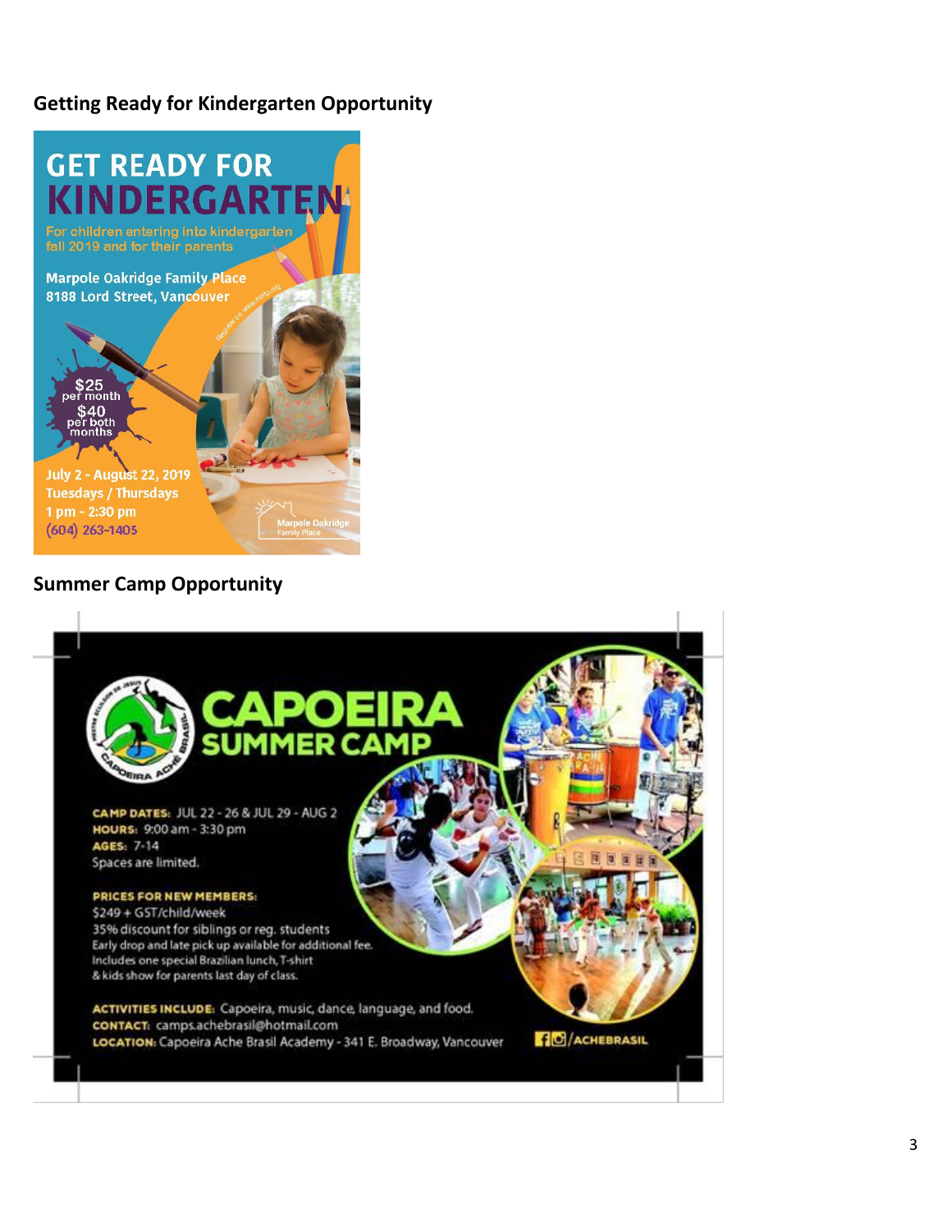## Getting Ready for Kindergarten Opportunity

# GET READY FOR KINDERGARTEN

For children entering into kindergarten fall 2019 and for their parents

**Marpole Oakridge Family Place**
**8188 Lord Street, Vancouver**

Register on www.mofp.org

$25 per month
$40 per both months

July 2 - August 22, 2019
Tuesdays / Thursdays
1 pm - 2:30 pm
(604) 263-1405

Marpole Oakridge Family Place

## Summer Camp Opportunity

# CAPOEIRA SUMMER CAMP

**CAMP DATES:** JUL 22 - 26 & JUL 29 - AUG 2
**HOURS:** 9:00 am - 3:30 pm
**AGES:** 7-14
Spaces are limited.

**PRICES FOR NEW MEMBERS:**
$249 + GST/child/week
35% discount for siblings or reg. students
Early drop and late pick up available for additional fee.
Includes one special Brazilian lunch, T-shirt
& kids show for parents last day of class.

**ACTIVITIES INCLUDE:** Capoeira, music, dance, language, and food.
**CONTACT:** camps.achebrasil@hotmail.com
**LOCATION:** Capoeira Ache Brasil Academy - 341 E. Broadway, Vancouver

/ACHEBRASIL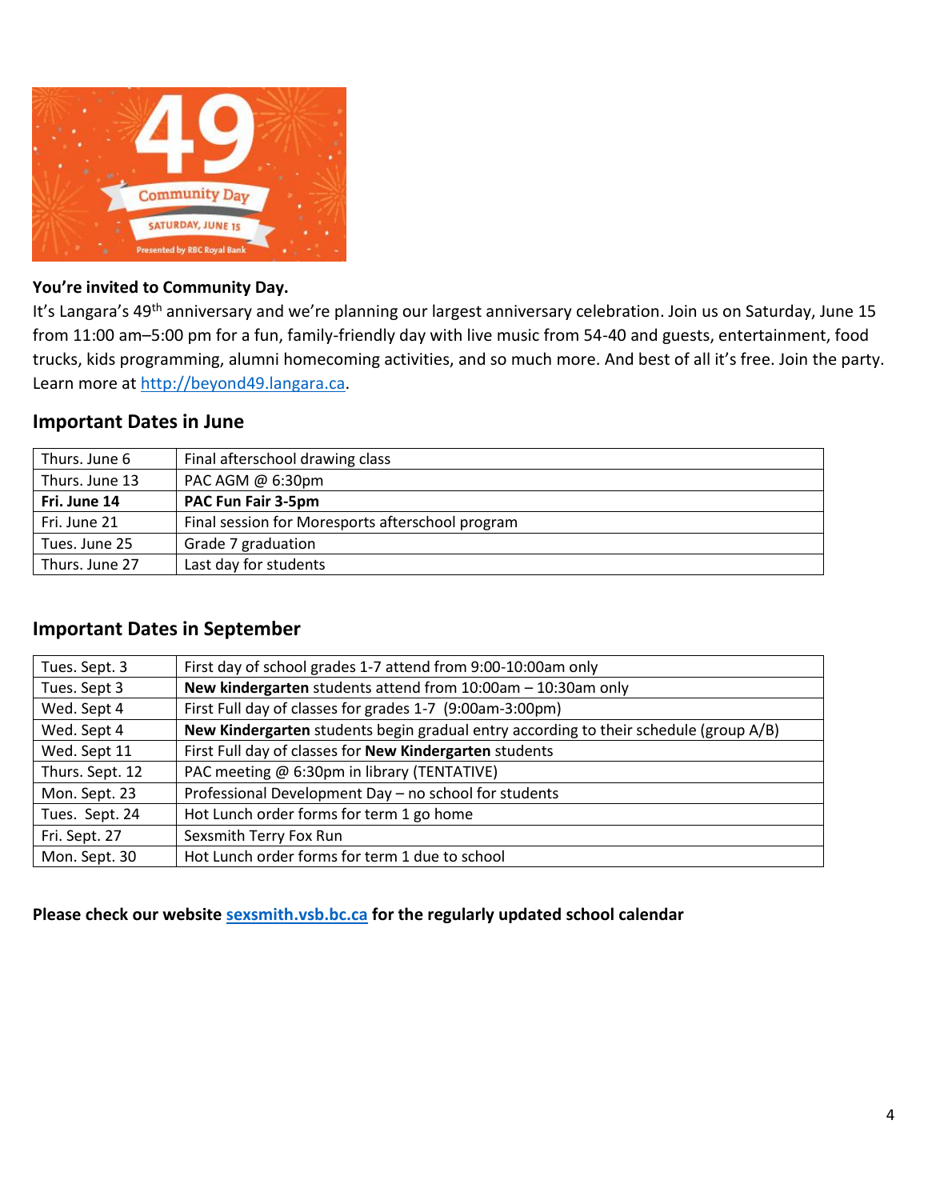**You're invited to Community Day.**
It's Langara's 49th anniversary and we're planning our largest anniversary celebration. Join us on Saturday, June 15 from 11:00 am–5:00 pm for a fun, family-friendly day with live music from 54-40 and guests, entertainment, food trucks, kids programming, alumni homecoming activities, and so much more. And best of all it's free. Join the party. Learn more at http://beyond49.langara.ca.

## Important Dates in June

| | |
|---|---|
| Thurs. June 6 | Final afterschool drawing class |
| Thurs. June 13 | PAC AGM @ 6:30pm |
| **Fri. June 14** | **PAC Fun Fair 3-5pm** |
| Fri. June 21 | Final session for Moresports afterschool program |
| Tues. June 25 | Grade 7 graduation |
| Thurs. June 27 | Last day for students |

## Important Dates in September

| | |
|---|---|
| Tues. Sept. 3 | First day of school grades 1-7 attend from 9:00-10:00am only |
| Tues. Sept 3 | **New kindergarten** students attend from 10:00am – 10:30am only |
| Wed. Sept 4 | First Full day of classes for grades 1-7 (9:00am-3:00pm) |
| Wed. Sept 4 | **New Kindergarten** students begin gradual entry according to their schedule (group A/B) |
| Wed. Sept 11 | First Full day of classes for **New Kindergarten** students |
| Thurs. Sept. 12 | PAC meeting @ 6:30pm in library (TENTATIVE) |
| Mon. Sept. 23 | Professional Development Day – no school for students |
| Tues. Sept. 24 | Hot Lunch order forms for term 1 go home |
| Fri. Sept. 27 | Sexsmith Terry Fox Run |
| Mon. Sept. 30 | Hot Lunch order forms for term 1 due to school |

**Please check our website sexsmith.vsb.bc.ca for the regularly updated school calendar**